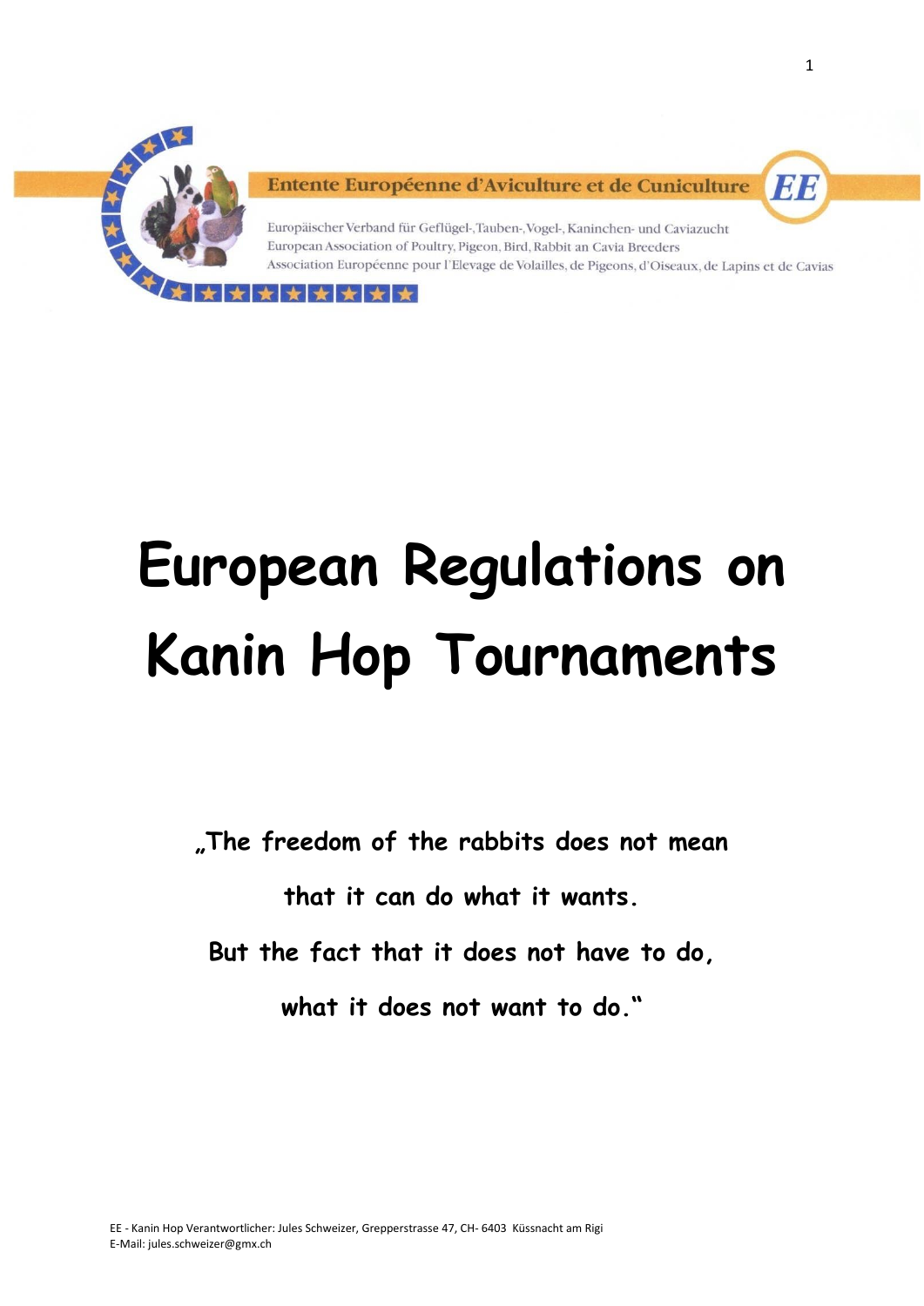Entente Européenne d'Aviculture et de Cuniculture

Europäischer Verband für Geflügel-, Tauben-, Vogel-, Kaninchen- und Caviazucht
European Association of Poultry, Pigeon, Bird, Rabbit an Cavia Breeders
Association Européenne pour l'Elevage de Volailles, de Pigeons, d'Oiseaux, de Lapins et de Cavias

# European Regulations on Kanin Hop Tournaments

**„The freedom of the rabbits does not mean**

**that it can do what it wants.**

**But the fact that it does not have to do,**

**what it does not want to do."**

EE - Kanin Hop Verantwortlicher: Jules Schweizer, Grepperstrasse 47, CH- 6403 Küssnacht am Rigi
E-Mail: jules.schweizer@gmx.ch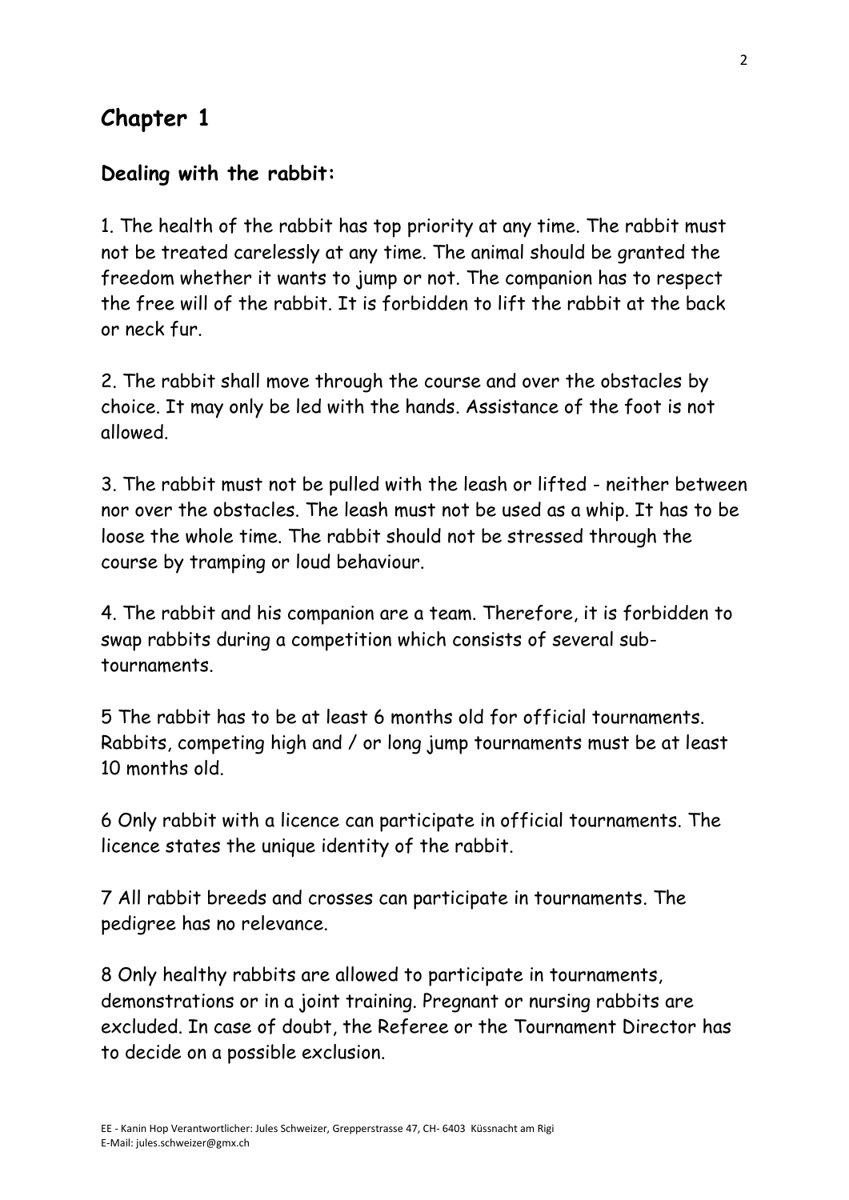# Chapter 1

## Dealing with the rabbit:

1. The health of the rabbit has top priority at any time. The rabbit must not be treated carelessly at any time. The animal should be granted the freedom whether it wants to jump or not. The companion has to respect the free will of the rabbit. It is forbidden to lift the rabbit at the back or neck fur.

2. The rabbit shall move through the course and over the obstacles by choice. It may only be led with the hands. Assistance of the foot is not allowed.

3. The rabbit must not be pulled with the leash or lifted - neither between nor over the obstacles. The leash must not be used as a whip. It has to be loose the whole time. The rabbit should not be stressed through the course by tramping or loud behaviour.

4. The rabbit and his companion are a team. Therefore, it is forbidden to swap rabbits during a competition which consists of several sub-tournaments.

5 The rabbit has to be at least 6 months old for official tournaments. Rabbits, competing high and / or long jump tournaments must be at least 10 months old.

6 Only rabbit with a licence can participate in official tournaments. The licence states the unique identity of the rabbit.

7 All rabbit breeds and crosses can participate in tournaments. The pedigree has no relevance.

8 Only healthy rabbits are allowed to participate in tournaments, demonstrations or in a joint training. Pregnant or nursing rabbits are excluded. In case of doubt, the Referee or the Tournament Director has to decide on a possible exclusion.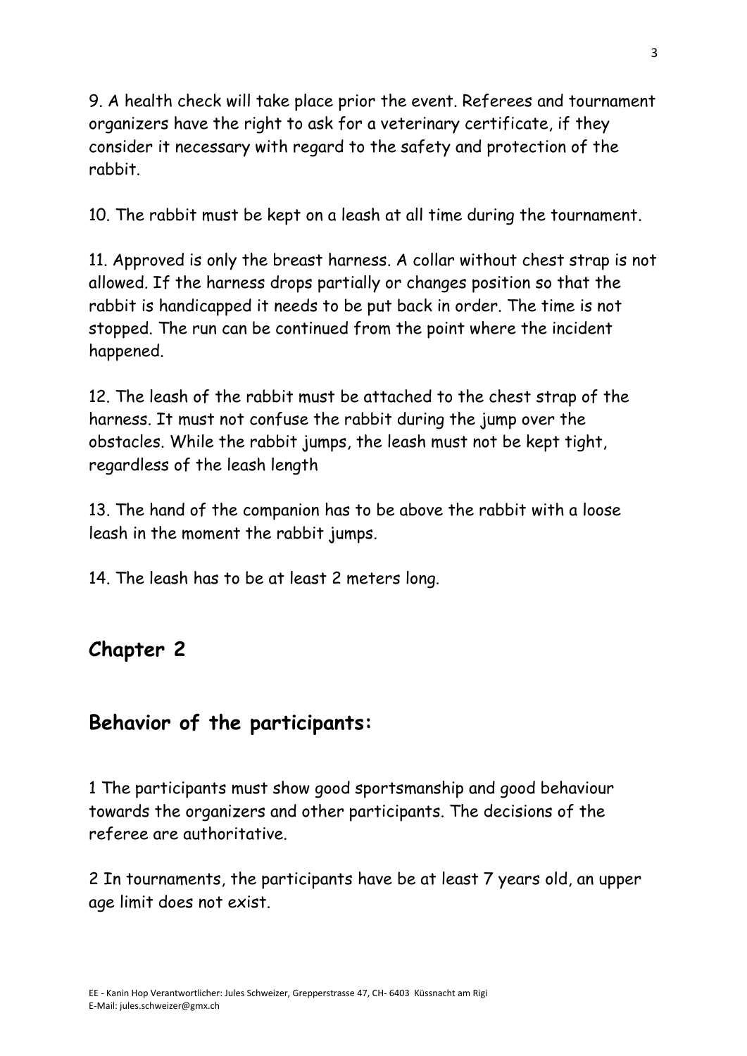9. A health check will take place prior the event. Referees and tournament organizers have the right to ask for a veterinary certificate, if they consider it necessary with regard to the safety and protection of the rabbit.

10. The rabbit must be kept on a leash at all time during the tournament.

11. Approved is only the breast harness. A collar without chest strap is not allowed. If the harness drops partially or changes position so that the rabbit is handicapped it needs to be put back in order. The time is not stopped. The run can be continued from the point where the incident happened.

12. The leash of the rabbit must be attached to the chest strap of the harness. It must not confuse the rabbit during the jump over the obstacles. While the rabbit jumps, the leash must not be kept tight, regardless of the leash length

13. The hand of the companion has to be above the rabbit with a loose leash in the moment the rabbit jumps.

14. The leash has to be at least 2 meters long.

## Chapter 2

## Behavior of the participants:

1 The participants must show good sportsmanship and good behaviour towards the organizers and other participants. The decisions of the referee are authoritative.

2 In tournaments, the participants have be at least 7 years old, an upper age limit does not exist.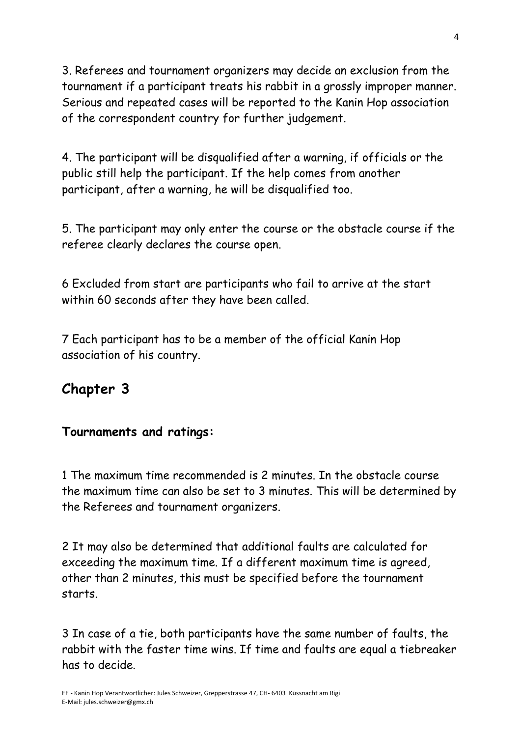3. Referees and tournament organizers may decide an exclusion from the tournament if a participant treats his rabbit in a grossly improper manner. Serious and repeated cases will be reported to the Kanin Hop association of the correspondent country for further judgement.

4. The participant will be disqualified after a warning, if officials or the public still help the participant. If the help comes from another participant, after a warning, he will be disqualified too.

5. The participant may only enter the course or the obstacle course if the referee clearly declares the course open.

6 Excluded from start are participants who fail to arrive at the start within 60 seconds after they have been called.

7 Each participant has to be a member of the official Kanin Hop association of his country.

## Chapter 3

### Tournaments and ratings:

1 The maximum time recommended is 2 minutes. In the obstacle course the maximum time can also be set to 3 minutes. This will be determined by the Referees and tournament organizers.

2 It may also be determined that additional faults are calculated for exceeding the maximum time. If a different maximum time is agreed, other than 2 minutes, this must be specified before the tournament starts.

3 In case of a tie, both participants have the same number of faults, the rabbit with the faster time wins. If time and faults are equal a tiebreaker has to decide.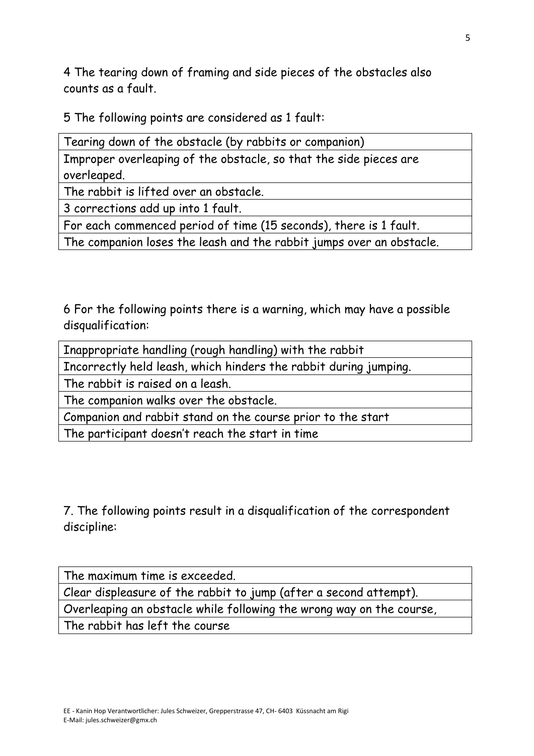4 The tearing down of framing and side pieces of the obstacles also counts as a fault.

5 The following points are considered as 1 fault:

| Tearing down of the obstacle (by rabbits or companion) |
|---|
| Improper overleaping of the obstacle, so that the side pieces are overleaped. |
| The rabbit is lifted over an obstacle. |
| 3 corrections add up into 1 fault. |
| For each commenced period of time (15 seconds), there is 1 fault. |
| The companion loses the leash and the rabbit jumps over an obstacle. |

6 For the following points there is a warning, which may have a possible disqualification:

| Inappropriate handling (rough handling) with the rabbit |
|---|
| Incorrectly held leash, which hinders the rabbit during jumping. |
| The rabbit is raised on a leash. |
| The companion walks over the obstacle. |
| Companion and rabbit stand on the course prior to the start |
| The participant doesn't reach the start in time |

7. The following points result in a disqualification of the correspondent discipline:

| The maximum time is exceeded. |
|---|
| Clear displeasure of the rabbit to jump (after a second attempt). |
| Overleaping an obstacle while following the wrong way on the course, |
| The rabbit has left the course |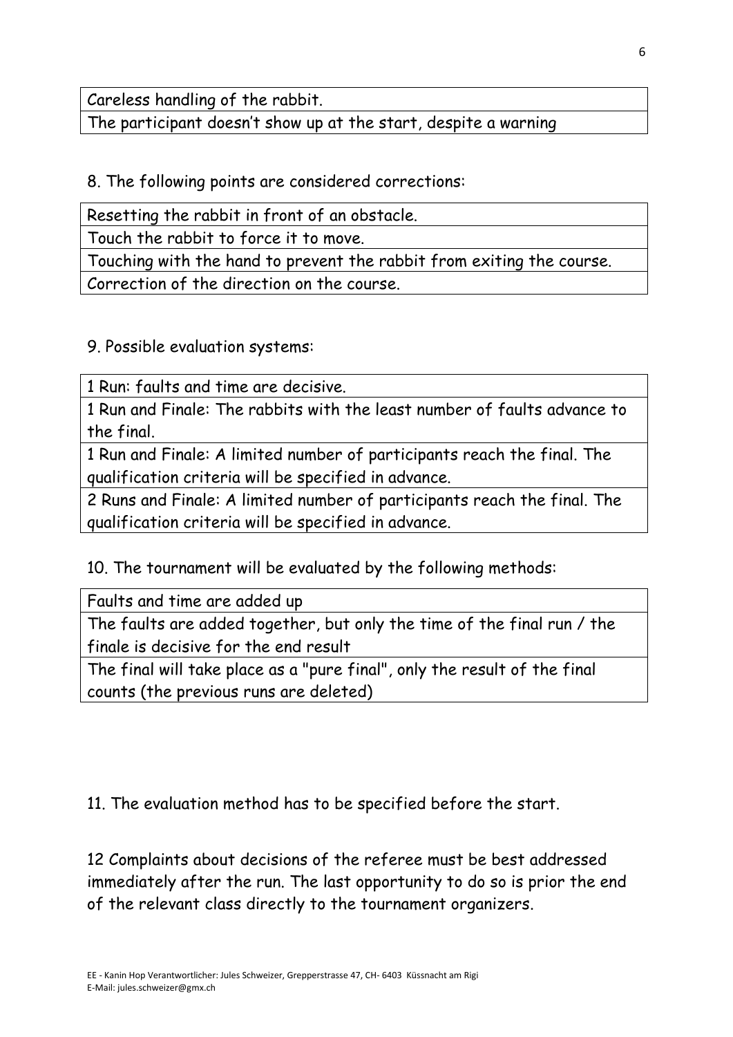| Careless handling of the rabbit. |
|---|
| The participant doesn't show up at the start, despite a warning |

8. The following points are considered corrections:

| Resetting the rabbit in front of an obstacle. |
|---|
| Touch the rabbit to force it to move. |
| Touching with the hand to prevent the rabbit from exiting the course. |
| Correction of the direction on the course. |

9. Possible evaluation systems:

| 1 Run: faults and time are decisive. |
|---|
| 1 Run and Finale: The rabbits with the least number of faults advance to the final. |
| 1 Run and Finale: A limited number of participants reach the final. The qualification criteria will be specified in advance. |
| 2 Runs and Finale: A limited number of participants reach the final. The qualification criteria will be specified in advance. |

10. The tournament will be evaluated by the following methods:

| Faults and time are added up |
|---|
| The faults are added together, but only the time of the final run / the finale is decisive for the end result |
| The final will take place as a "pure final", only the result of the final counts (the previous runs are deleted) |

11. The evaluation method has to be specified before the start.

12 Complaints about decisions of the referee must be best addressed immediately after the run. The last opportunity to do so is prior the end of the relevant class directly to the tournament organizers.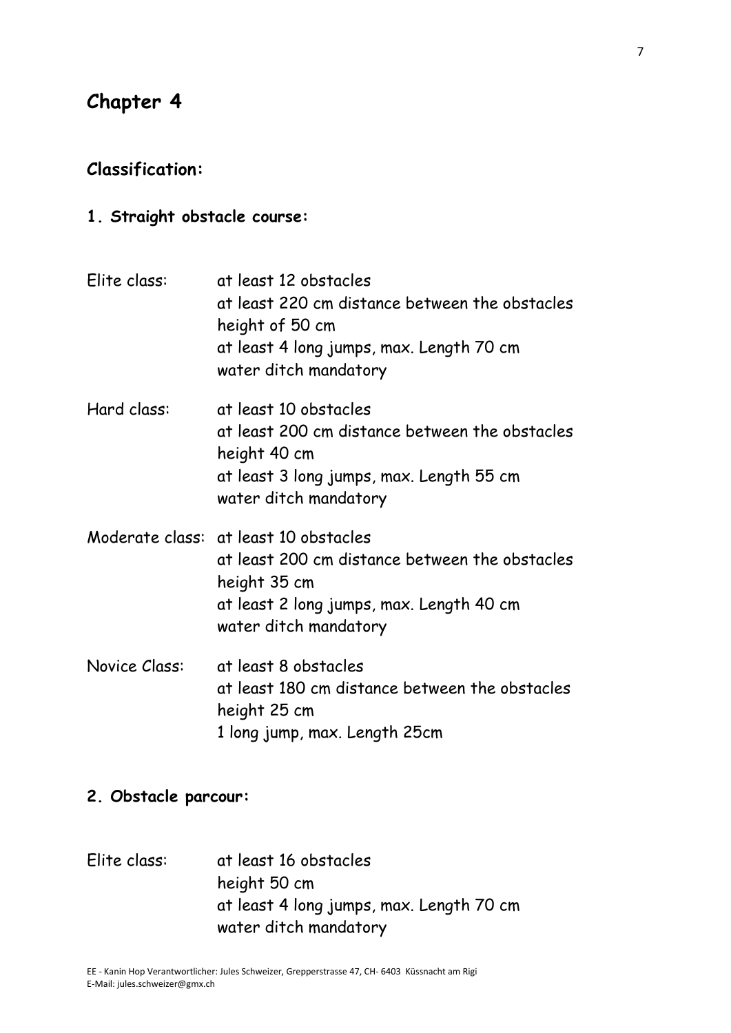# Chapter 4

## Classification:

### 1. Straight obstacle course:

Elite class:
at least 12 obstacles
at least 220 cm distance between the obstacles
height of 50 cm
at least 4 long jumps, max. Length 70 cm
water ditch mandatory

Hard class:
at least 10 obstacles
at least 200 cm distance between the obstacles
height 40 cm
at least 3 long jumps, max. Length 55 cm
water ditch mandatory

Moderate class:
at least 10 obstacles
at least 200 cm distance between the obstacles
height 35 cm
at least 2 long jumps, max. Length 40 cm
water ditch mandatory

Novice Class:
at least 8 obstacles
at least 180 cm distance between the obstacles
height 25 cm
1 long jump, max. Length 25cm

### 2. Obstacle parcour:

Elite class:
at least 16 obstacles
height 50 cm
at least 4 long jumps, max. Length 70 cm
water ditch mandatory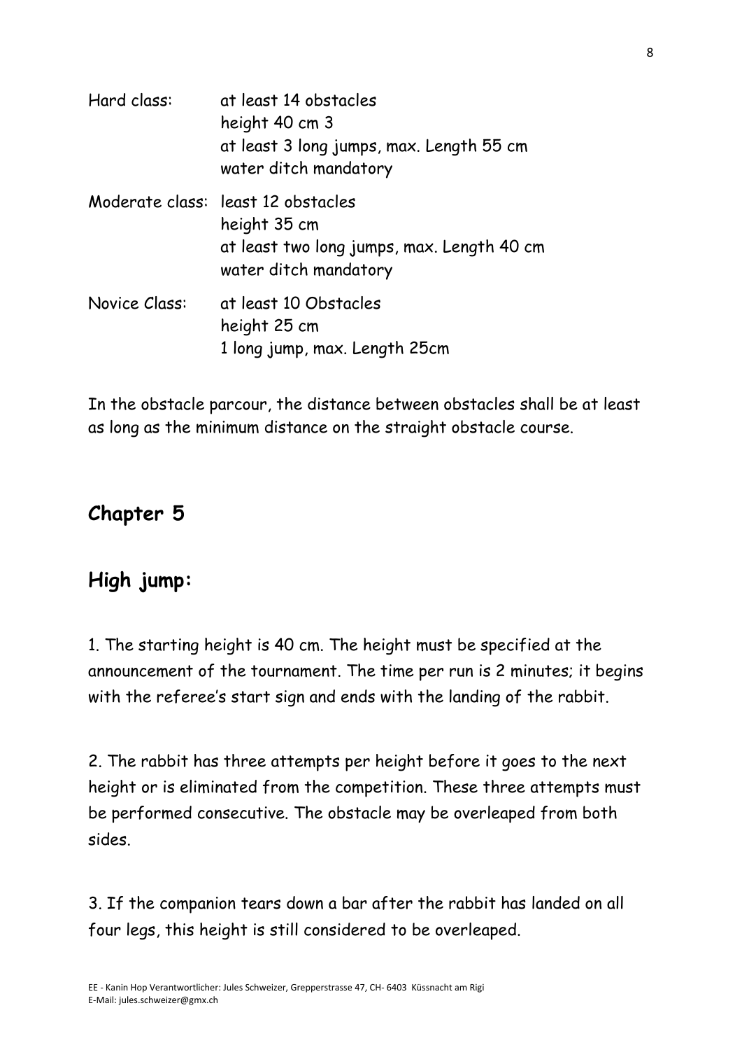Hard class: at least 14 obstacles
height 40 cm 3
at least 3 long jumps, max. Length 55 cm
water ditch mandatory

Moderate class: least 12 obstacles
height 35 cm
at least two long jumps, max. Length 40 cm
water ditch mandatory

Novice Class: at least 10 Obstacles
height 25 cm
1 long jump, max. Length 25cm

In the obstacle parcour, the distance between obstacles shall be at least as long as the minimum distance on the straight obstacle course.

## Chapter 5

## High jump:

1. The starting height is 40 cm. The height must be specified at the announcement of the tournament. The time per run is 2 minutes; it begins with the referee's start sign and ends with the landing of the rabbit.

2. The rabbit has three attempts per height before it goes to the next height or is eliminated from the competition. These three attempts must be performed consecutive. The obstacle may be overleaped from both sides.

3. If the companion tears down a bar after the rabbit has landed on all four legs, this height is still considered to be overleaped.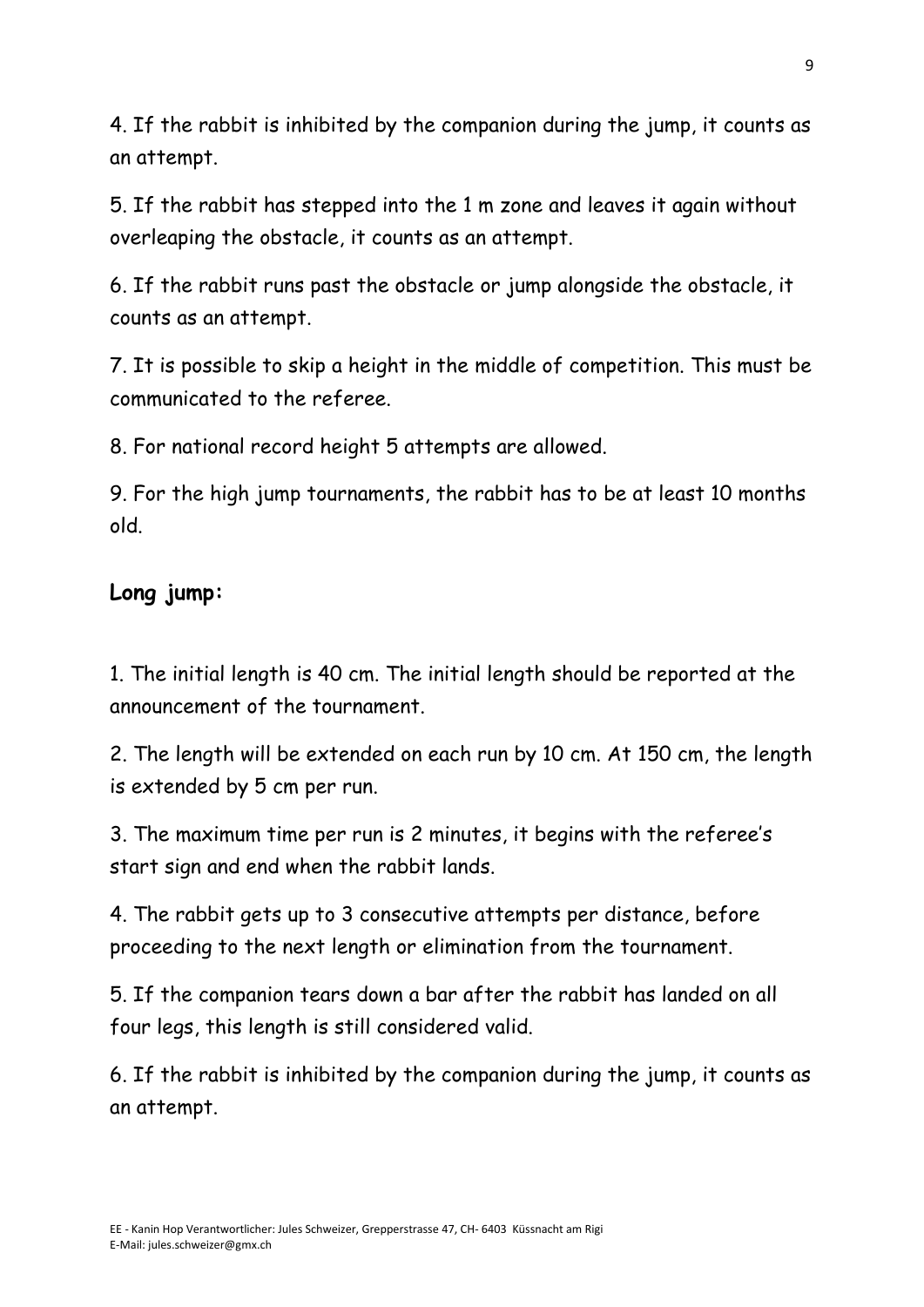4. If the rabbit is inhibited by the companion during the jump, it counts as an attempt.

5. If the rabbit has stepped into the 1 m zone and leaves it again without overleaping the obstacle, it counts as an attempt.

6. If the rabbit runs past the obstacle or jump alongside the obstacle, it counts as an attempt.

7. It is possible to skip a height in the middle of competition. This must be communicated to the referee.

8. For national record height 5 attempts are allowed.

9. For the high jump tournaments, the rabbit has to be at least 10 months old.

**Long jump:**

1. The initial length is 40 cm. The initial length should be reported at the announcement of the tournament.

2. The length will be extended on each run by 10 cm. At 150 cm, the length is extended by 5 cm per run.

3. The maximum time per run is 2 minutes, it begins with the referee's start sign and end when the rabbit lands.

4. The rabbit gets up to 3 consecutive attempts per distance, before proceeding to the next length or elimination from the tournament.

5. If the companion tears down a bar after the rabbit has landed on all four legs, this length is still considered valid.

6. If the rabbit is inhibited by the companion during the jump, it counts as an attempt.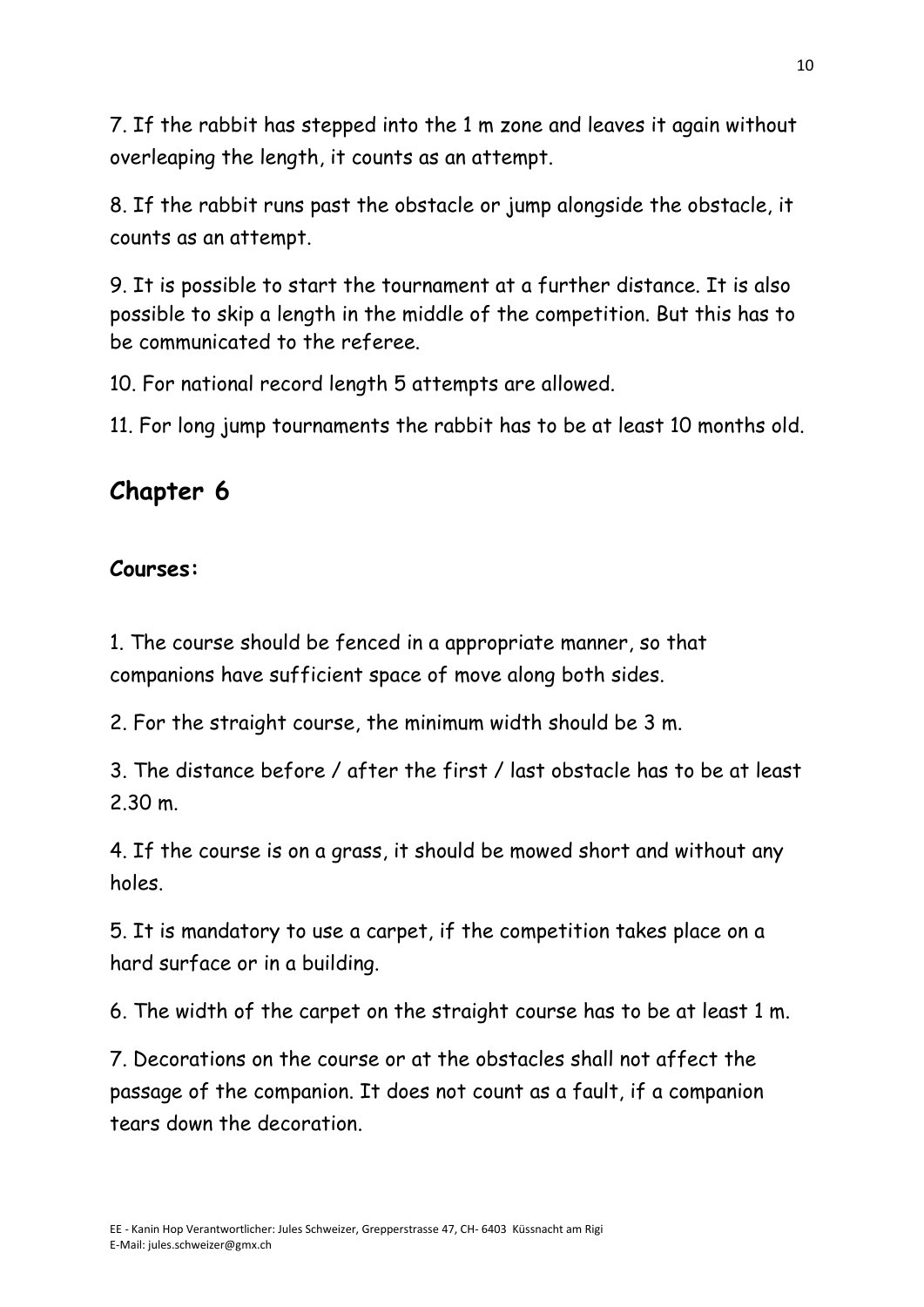7. If the rabbit has stepped into the 1 m zone and leaves it again without overleaping the length, it counts as an attempt.

8. If the rabbit runs past the obstacle or jump alongside the obstacle, it counts as an attempt.

9. It is possible to start the tournament at a further distance. It is also possible to skip a length in the middle of the competition. But this has to be communicated to the referee.

10. For national record length 5 attempts are allowed.

11. For long jump tournaments the rabbit has to be at least 10 months old.

## Chapter 6

**Courses:**

1. The course should be fenced in a appropriate manner, so that companions have sufficient space of move along both sides.

2. For the straight course, the minimum width should be 3 m.

3. The distance before / after the first / last obstacle has to be at least 2.30 m.

4. If the course is on a grass, it should be mowed short and without any holes.

5. It is mandatory to use a carpet, if the competition takes place on a hard surface or in a building.

6. The width of the carpet on the straight course has to be at least 1 m.

7. Decorations on the course or at the obstacles shall not affect the passage of the companion. It does not count as a fault, if a companion tears down the decoration.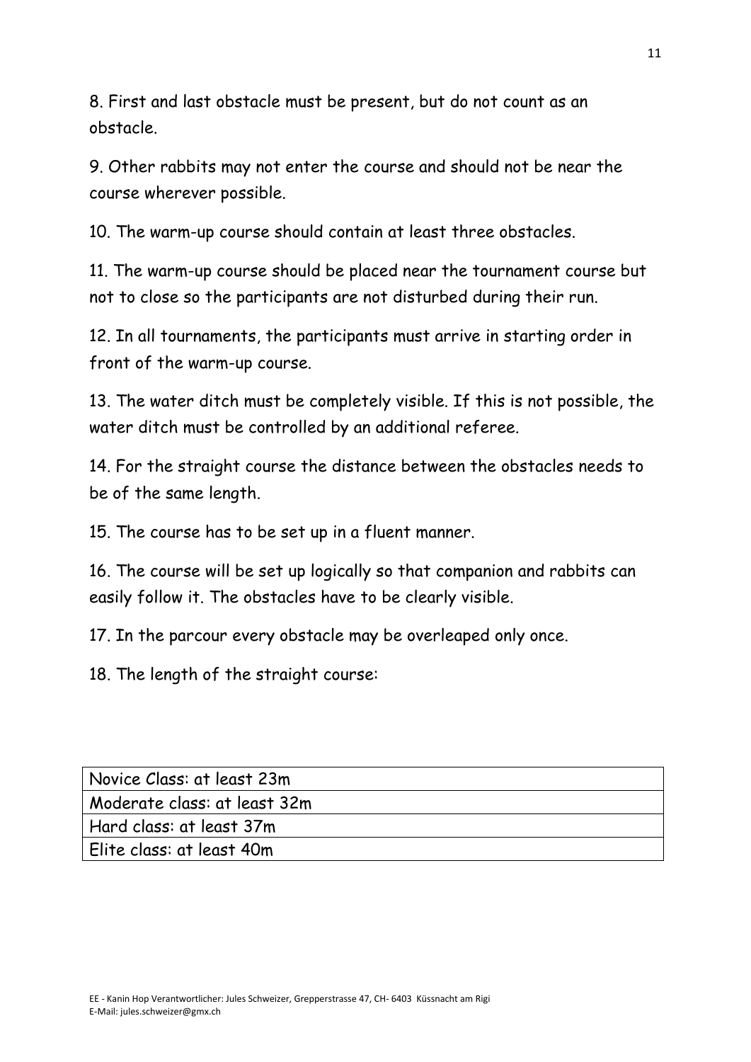8. First and last obstacle must be present, but do not count as an obstacle.

9. Other rabbits may not enter the course and should not be near the course wherever possible.

10. The warm-up course should contain at least three obstacles.

11. The warm-up course should be placed near the tournament course but not to close so the participants are not disturbed during their run.

12. In all tournaments, the participants must arrive in starting order in front of the warm-up course.

13. The water ditch must be completely visible. If this is not possible, the water ditch must be controlled by an additional referee.

14. For the straight course the distance between the obstacles needs to be of the same length.

15. The course has to be set up in a fluent manner.

16. The course will be set up logically so that companion and rabbits can easily follow it. The obstacles have to be clearly visible.

17. In the parcour every obstacle may be overleaped only once.

18. The length of the straight course:

| Novice Class: at least 23m |
|---|
| Moderate class: at least 32m |
| Hard class: at least 37m |
| Elite class: at least 40m |

EE - Kanin Hop Verantwortlicher: Jules Schweizer, Grepperstrasse 47, CH- 6403 Küssnacht am Rigi
E-Mail: jules.schweizer@gmx.ch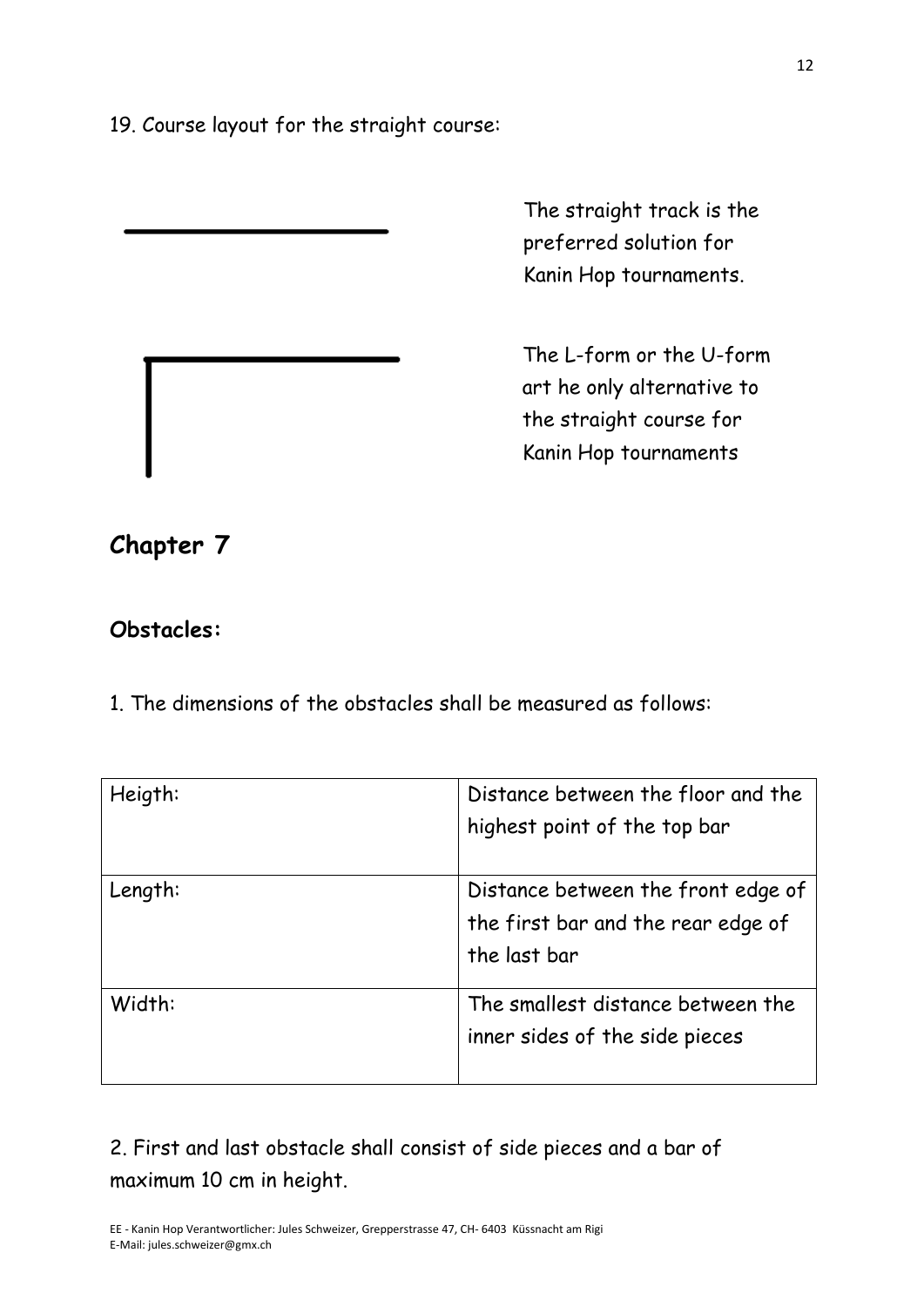19. Course layout for the straight course:

The straight track is the preferred solution for Kanin Hop tournaments.

The L-form or the U-form art he only alternative to the straight course for Kanin Hop tournaments

## Chapter 7

### Obstacles:

1. The dimensions of the obstacles shall be measured as follows:

| Heigth: | Distance between the floor and the highest point of the top bar |
|---|---|
| Length: | Distance between the front edge of the first bar and the rear edge of the last bar |
| Width: | The smallest distance between the inner sides of the side pieces |

2. First and last obstacle shall consist of side pieces and a bar of maximum 10 cm in height.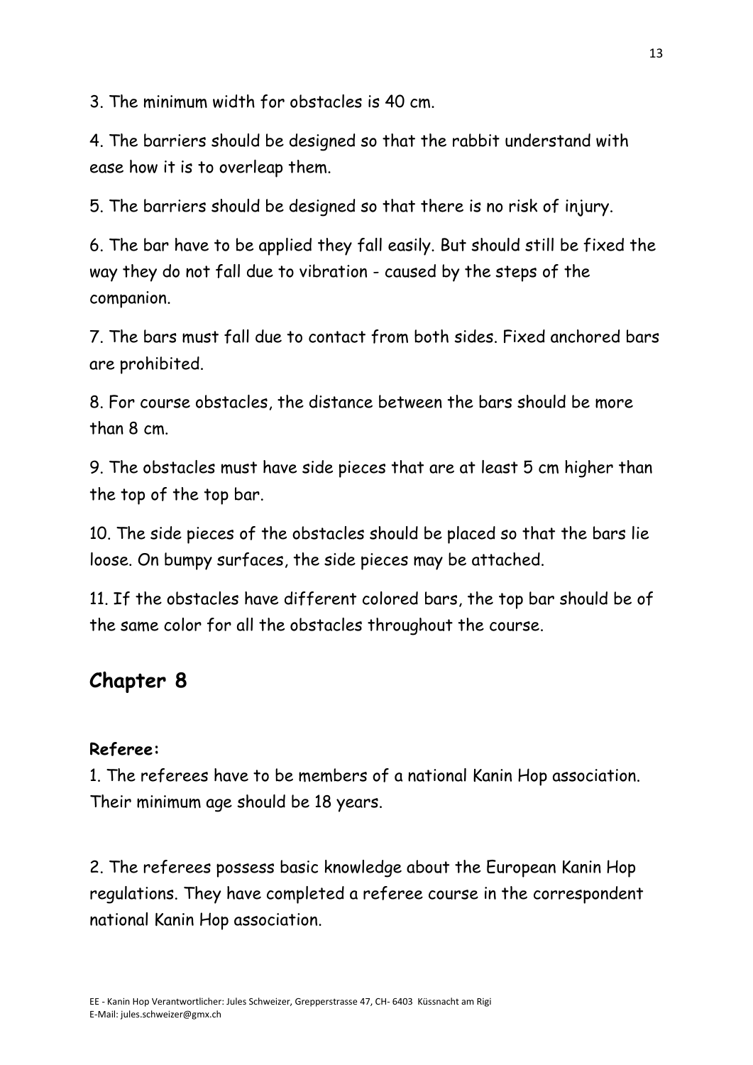3. The minimum width for obstacles is 40 cm.

4. The barriers should be designed so that the rabbit understand with ease how it is to overleap them.

5. The barriers should be designed so that there is no risk of injury.

6. The bar have to be applied they fall easily. But should still be fixed the way they do not fall due to vibration - caused by the steps of the companion.

7. The bars must fall due to contact from both sides. Fixed anchored bars are prohibited.

8. For course obstacles, the distance between the bars should be more than 8 cm.

9. The obstacles must have side pieces that are at least 5 cm higher than the top of the top bar.

10. The side pieces of the obstacles should be placed so that the bars lie loose. On bumpy surfaces, the side pieces may be attached.

11. If the obstacles have different colored bars, the top bar should be of the same color for all the obstacles throughout the course.

## Chapter 8

**Referee:**

1. The referees have to be members of a national Kanin Hop association. Their minimum age should be 18 years.

2. The referees possess basic knowledge about the European Kanin Hop regulations. They have completed a referee course in the correspondent national Kanin Hop association.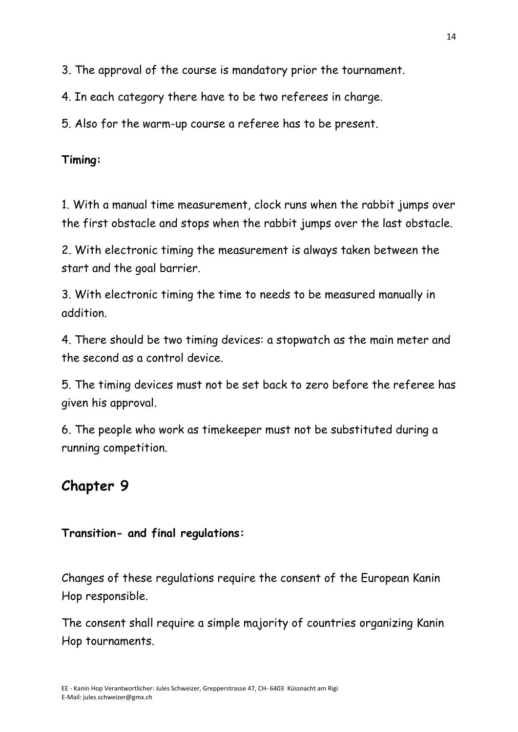3. The approval of the course is mandatory prior the tournament.

4. In each category there have to be two referees in charge.

5. Also for the warm-up course a referee has to be present.

**Timing:**

1. With a manual time measurement, clock runs when the rabbit jumps over the first obstacle and stops when the rabbit jumps over the last obstacle.

2. With electronic timing the measurement is always taken between the start and the goal barrier.

3. With electronic timing the time to needs to be measured manually in addition.

4. There should be two timing devices: a stopwatch as the main meter and the second as a control device.

5. The timing devices must not be set back to zero before the referee has given his approval.

6. The people who work as timekeeper must not be substituted during a running competition.

## Chapter 9

**Transition- and final regulations:**

Changes of these regulations require the consent of the European Kanin Hop responsible.

The consent shall require a simple majority of countries organizing Kanin Hop tournaments.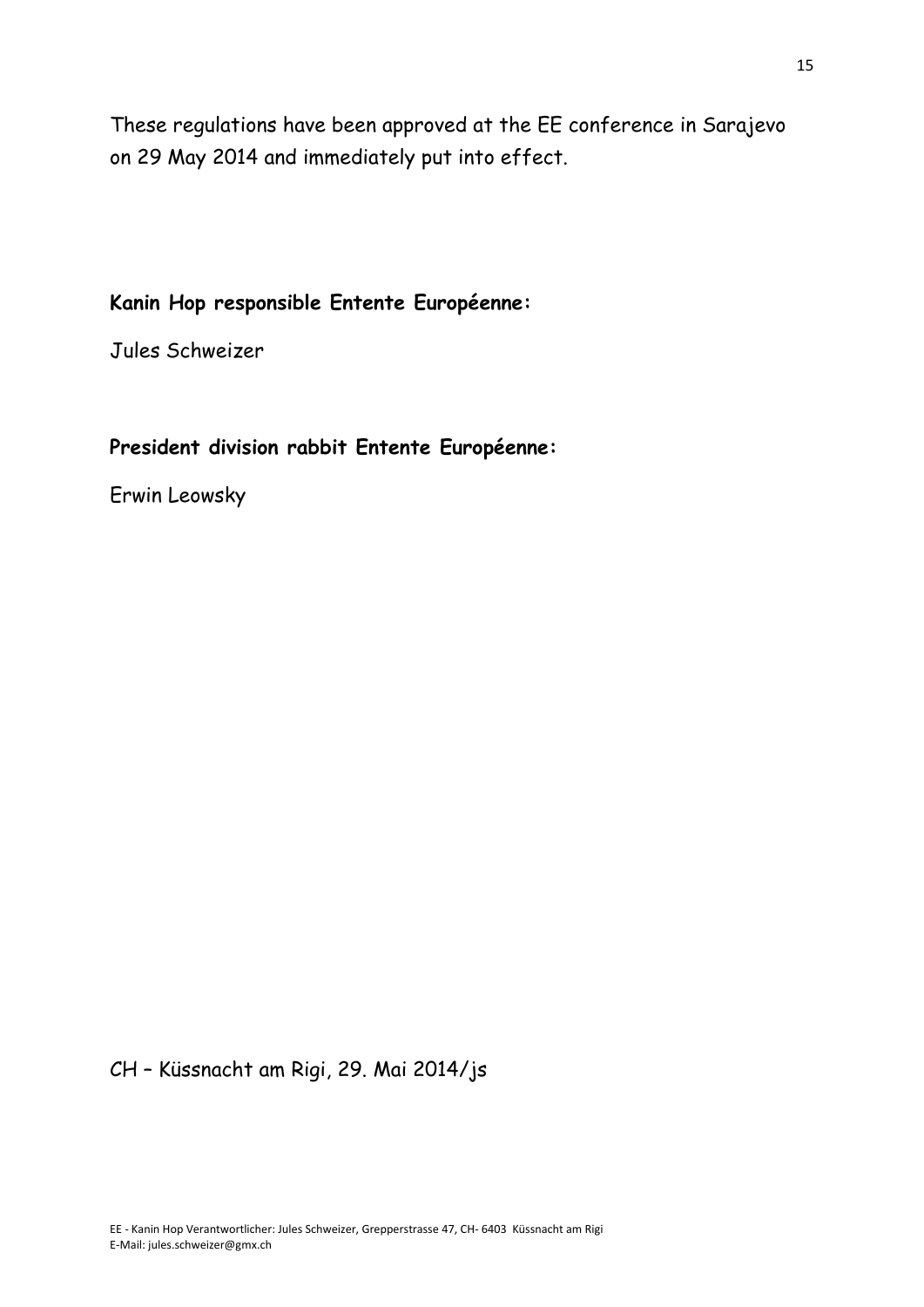These regulations have been approved at the EE conference in Sarajevo on 29 May 2014 and immediately put into effect.

**Kanin Hop responsible Entente Européenne:**

Jules Schweizer

**President division rabbit Entente Européenne:**

Erwin Leowsky

CH – Küssnacht am Rigi, 29. Mai 2014/js

EE - Kanin Hop Verantwortlicher: Jules Schweizer, Grepperstrasse 47, CH- 6403 Küssnacht am Rigi
E-Mail: jules.schweizer@gmx.ch